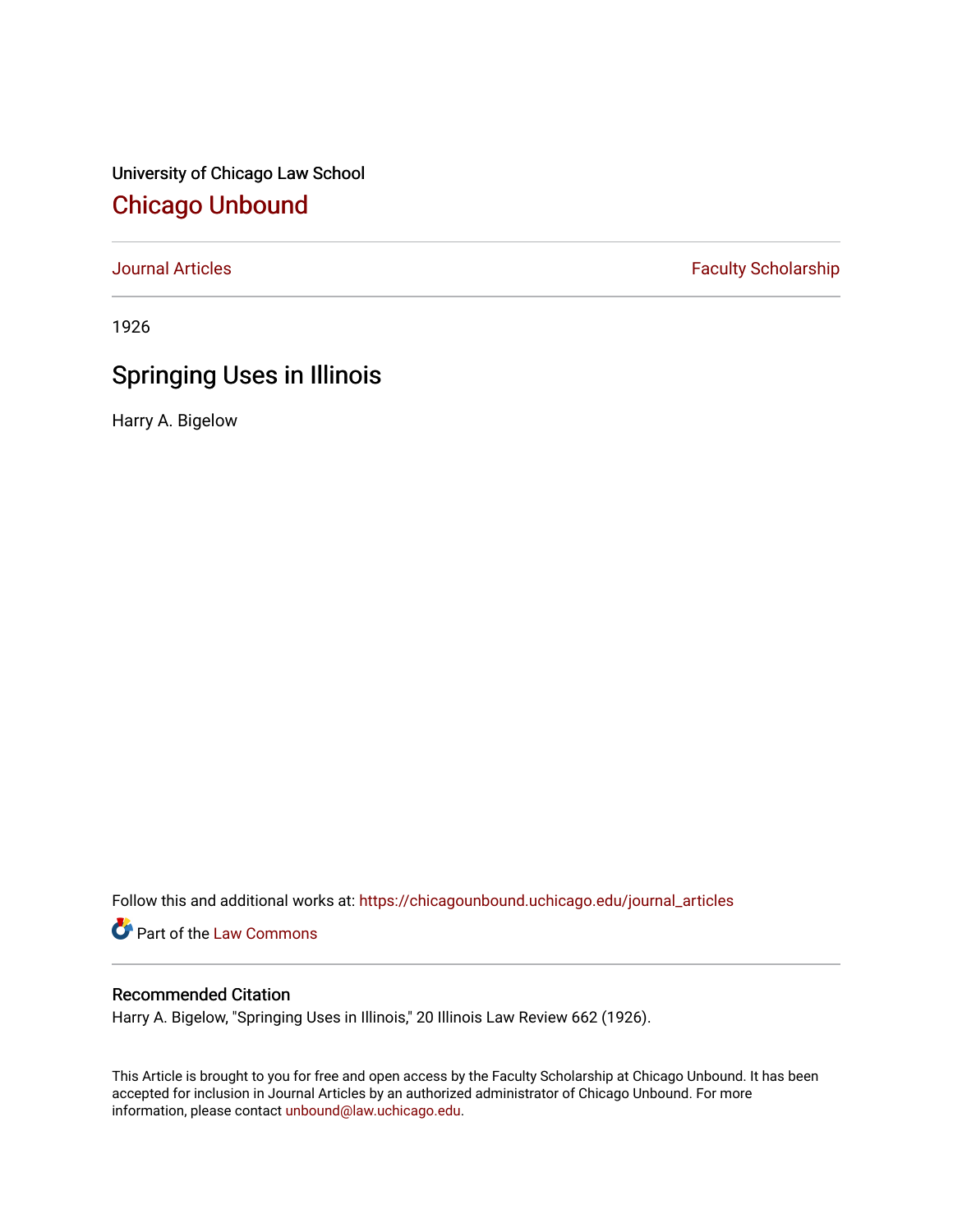University of Chicago Law School

# Chicago Unbound

Journal Articles | Faculty Scholarship

1926

## Springing Uses in Illinois

Harry A. Bigelow

Follow this and additional works at: https://chicagounbound.uchicago.edu/journal_articles

Part of the Law Commons

### Recommended Citation

Harry A. Bigelow, "Springing Uses in Illinois," 20 Illinois Law Review 662 (1926).

This Article is brought to you for free and open access by the Faculty Scholarship at Chicago Unbound. It has been accepted for inclusion in Journal Articles by an authorized administrator of Chicago Unbound. For more information, please contact unbound@law.uchicago.edu.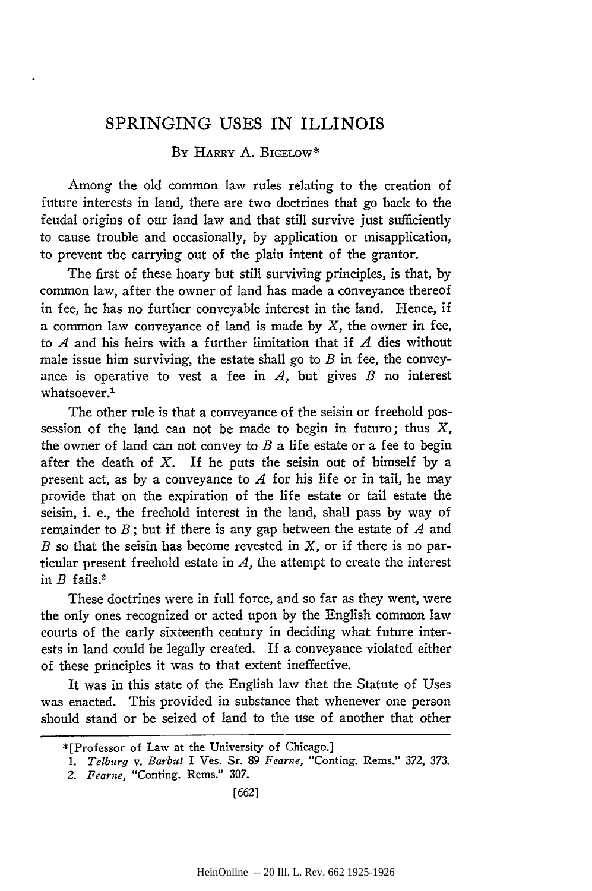# SPRINGING USES IN ILLINOIS

By Harry A. Bigelow*

Among the old common law rules relating to the creation of future interests in land, there are two doctrines that go back to the feudal origins of our land law and that still survive just sufficiently to cause trouble and occasionally, by application or misapplication, to prevent the carrying out of the plain intent of the grantor.

The first of these hoary but still surviving principles, is that, by common law, after the owner of land has made a conveyance thereof in fee, he has no further conveyable interest in the land. Hence, if a common law conveyance of land is made by *X*, the owner in fee, to *A* and his heirs with a further limitation that if *A* dies without male issue him surviving, the estate shall go to *B* in fee, the conveyance is operative to vest a fee in *A*, but gives *B* no interest whatsoever.[1]

The other rule is that a conveyance of the seisin or freehold possession of the land can not be made to begin in futuro; thus *X*, the owner of land can not convey to *B* a life estate or a fee to begin after the death of *X*. If he puts the seisin out of himself by a present act, as by a conveyance to *A* for his life or in tail, he may provide that on the expiration of the life estate or tail estate the seisin, i. e., the freehold interest in the land, shall pass by way of remainder to *B*; but if there is any gap between the estate of *A* and *B* so that the seisin has become revested in *X*, or if there is no particular present freehold estate in *A*, the attempt to create the interest in *B* fails.[2]

These doctrines were in full force, and so far as they went, were the only ones recognized or acted upon by the English common law courts of the early sixteenth century in deciding what future interests in land could be legally created. If a conveyance violated either of these principles it was to that extent ineffective.

It was in this state of the English law that the Statute of Uses was enacted. This provided in substance that whenever one person should stand or be seized of land to the use of another that other

---

*[Professor of Law at the University of Chicago.]

1. *Telburg* v. *Barbut* I Ves. Sr. 89 *Fearne*, "Conting. Rems." 372, 373.

2. *Fearne*, "Conting. Rems." 307.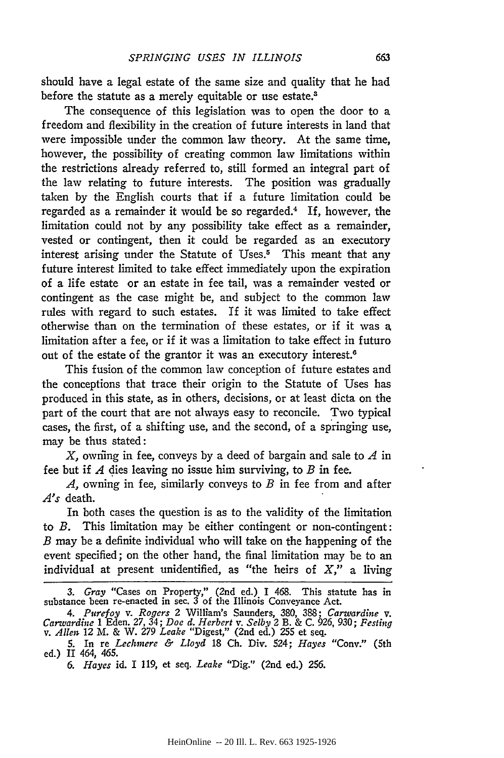should have a legal estate of the same size and quality that he had before the statute as a merely equitable or use estate.[3]

The consequence of this legislation was to open the door to a freedom and flexibility in the creation of future interests in land that were impossible under the common law theory. At the same time, however, the possibility of creating common law limitations within the restrictions already referred to, still formed an integral part of the law relating to future interests. The position was gradually taken by the English courts that if a future limitation could be regarded as a remainder it would be so regarded.[4] If, however, the limitation could not by any possibility take effect as a remainder, vested or contingent, then it could be regarded as an executory interest arising under the Statute of Uses.[5] This meant that any future interest limited to take effect immediately upon the expiration of a life estate or an estate in fee tail, was a remainder vested or contingent as the case might be, and subject to the common law rules with regard to such estates. If it was limited to take effect otherwise than on the termination of these estates, or if it was a limitation after a fee, or if it was a limitation to take effect in futuro out of the estate of the grantor it was an executory interest.[6]

This fusion of the common law conception of future estates and the conceptions that trace their origin to the Statute of Uses has produced in this state, as in others, decisions, or at least dicta on the part of the court that are not always easy to reconcile. Two typical cases, the first, of a shifting use, and the second, of a springing use, may be thus stated:

*X*, owning in fee, conveys by a deed of bargain and sale to *A* in fee but if *A* dies leaving no issue him surviving, to *B* in fee.

*A*, owning in fee, similarly conveys to *B* in fee from and after *A's* death.

In both cases the question is as to the validity of the limitation to *B*. This limitation may be either contingent or non-contingent: *B* may be a definite individual who will take on the happening of the event specified; on the other hand, the final limitation may be to an individual at present unidentified, as "the heirs of *X*," a living

---

3. *Gray* "Cases on Property," (2nd ed.) I 468. This statute has in substance been re-enacted in sec. 3 of the Illinois Conveyance Act.

4. *Purefoy* v. *Rogers* 2 William's Saunders, 380, 388; *Carwardine* v. *Carwardine* 1 Eden. 27, 34; *Doe d. Herbert* v. *Selby* 2 B. & C. 926, 930; *Festing* v. *Allen* 12 M. & W. 279 *Leake* "Digest," (2nd ed.) 255 et seq.

5. In re *Lechmere & Lloyd* 18 Ch. Div. 524; *Hayes* "Conv." (5th ed.) II 464, 465.

6. *Hayes* id. I 119, et seq. *Leake* "Dig." (2nd ed.) 256.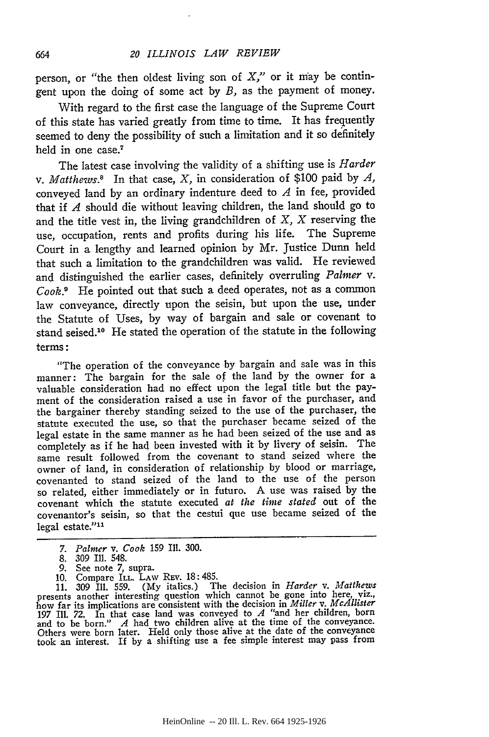person, or "the then oldest living son of *X*," or it may be contingent upon the doing of some act by *B*, as the payment of money.

With regard to the first case the language of the Supreme Court of this state has varied greatly from time to time. It has frequently seemed to deny the possibility of such a limitation and it so definitely held in one case.[7]

The latest case involving the validity of a shifting use is *Harder* v. *Matthews*.[8] In that case, *X*, in consideration of $100 paid by *A*, conveyed land by an ordinary indenture deed to *A* in fee, provided that if *A* should die without leaving children, the land should go to and the title vest in, the living grandchildren of *X*, *X* reserving the use, occupation, rents and profits during his life. The Supreme Court in a lengthy and learned opinion by Mr. Justice Dunn held that such a limitation to the grandchildren was valid. He reviewed and distinguished the earlier cases, definitely overruling *Palmer* v. *Cook*.[9] He pointed out that such a deed operates, not as a common law conveyance, directly upon the seisin, but upon the use, under the Statute of Uses, by way of bargain and sale or covenant to stand seised.[10] He stated the operation of the statute in the following terms:

> "The operation of the conveyance by bargain and sale was in this manner: The bargain for the sale of the land by the owner for a valuable consideration had no effect upon the legal title but the payment of the consideration raised a use in favor of the purchaser, and the bargainer thereby standing seized to the use of the purchaser, the statute executed the use, so that the purchaser became seized of the legal estate in the same manner as he had been seized of the use and as completely as if he had been invested with it by livery of seisin. The same result followed from the covenant to stand seized where the owner of land, in consideration of relationship by blood or marriage, covenanted to stand seized of the land to the use of the person so related, either immediately or in futuro. A use was raised by the covenant which the statute executed *at the time stated* out of the covenantor's seisin, so that the cestui que use became seized of the legal estate."[11]

---

7. *Palmer* v. *Cook* 159 Ill. 300.
8. 309 Ill. 548.
9. See note 7, supra.
10. Compare ILL. LAW REV. 18: 485.
11. 309 Ill. 559. (My italics.) The decision in *Harder* v. *Matthews* presents another interesting question which cannot be gone into here, viz., how far its implications are consistent with the decision in *Miller* v. *McAllister* 197 Ill. 72. In that case land was conveyed to *A* "and her children, born and to be born." *A* had two children alive at the time of the conveyance. Others were born later. Held only those alive at the date of the conveyance took an interest. If by a shifting use a fee simple interest may pass from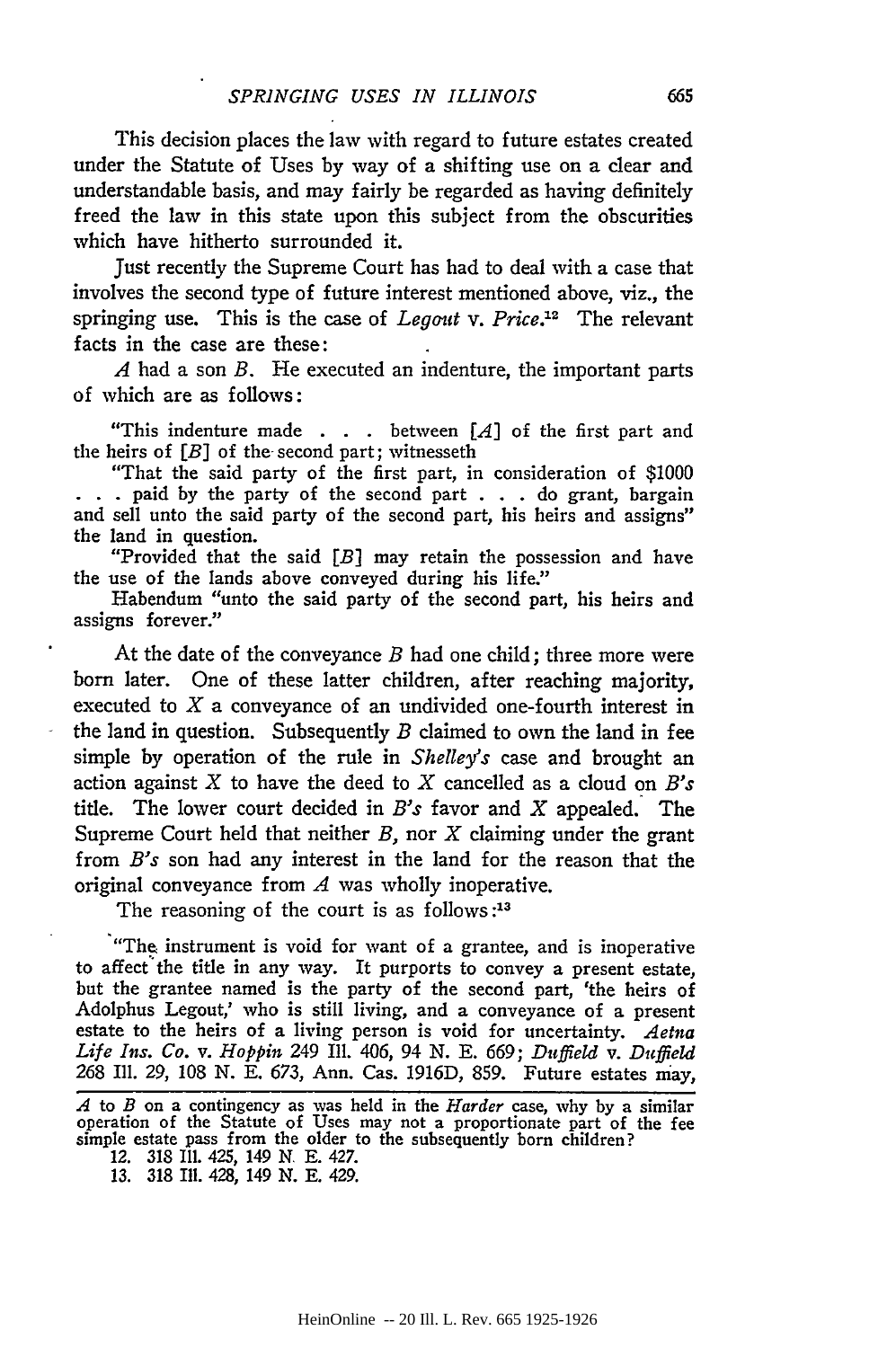This decision places the law with regard to future estates created under the Statute of Uses by way of a shifting use on a clear and understandable basis, and may fairly be regarded as having definitely freed the law in this state upon this subject from the obscurities which have hitherto surrounded it.

Just recently the Supreme Court has had to deal with a case that involves the second type of future interest mentioned above, viz., the springing use. This is the case of *Legout* v. *Price*.[12] The relevant facts in the case are these:

*A* had a son *B*. He executed an indenture, the important parts of which are as follows:

> "This indenture made . . . between [*A*] of the first part and the heirs of [*B*] of the second part; witnesseth
>
> "That the said party of the first part, in consideration of $1000 . . . paid by the party of the second part . . . do grant, bargain and sell unto the said party of the second part, his heirs and assigns" the land in question.
>
> "Provided that the said [*B*] may retain the possession and have the use of the lands above conveyed during his life."
>
> Habendum "unto the said party of the second part, his heirs and assigns forever."

At the date of the conveyance *B* had one child; three more were born later. One of these latter children, after reaching majority, executed to *X* a conveyance of an undivided one-fourth interest in the land in question. Subsequently *B* claimed to own the land in fee simple by operation of the rule in *Shelley's* case and brought an action against *X* to have the deed to *X* cancelled as a cloud on *B's* title. The lower court decided in *B's* favor and *X* appealed. The Supreme Court held that neither *B*, nor *X* claiming under the grant from *B's* son had any interest in the land for the reason that the original conveyance from *A* was wholly inoperative.

The reasoning of the court is as follows:[13]

> "The instrument is void for want of a grantee, and is inoperative to affect the title in any way. It purports to convey a present estate, but the grantee named is the party of the second part, 'the heirs of Adolphus Legout,' who is still living, and a conveyance of a present estate to the heirs of a living person is void for uncertainty. *Aetna Life Ins. Co.* v. *Hoppin* 249 Ill. 406, 94 N. E. 669; *Duffield* v. *Duffield* 268 Ill. 29, 108 N. E. 673, Ann. Cas. 1916D, 859. Future estates may,

---

*A* to *B* on a contingency as was held in the *Harder* case, why by a similar operation of the Statute of Uses may not a proportionate part of the fee simple estate pass from the older to the subsequently born children?

12. 318 Ill. 425, 149 N. E. 427.

13. 318 Ill. 428, 149 N. E. 429.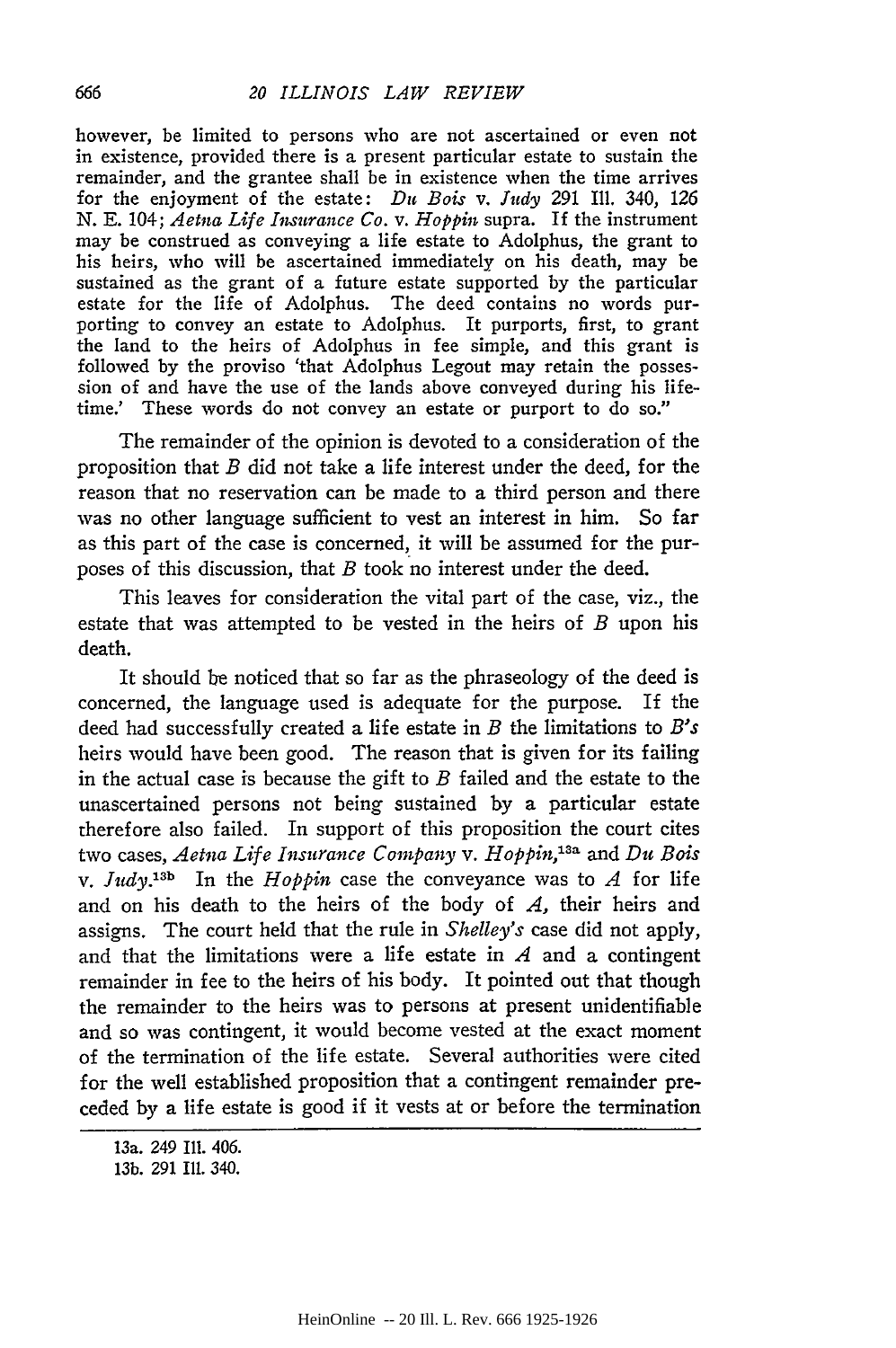however, be limited to persons who are not ascertained or even not in existence, provided there is a present particular estate to sustain the remainder, and the grantee shall be in existence when the time arrives for the enjoyment of the estate: *Du Bois* v. *Judy* 291 Ill. 340, 126 N. E. 104; *Aetna Life Insurance Co.* v. *Hoppin* supra. If the instrument may be construed as conveying a life estate to Adolphus, the grant to his heirs, who will be ascertained immediately on his death, may be sustained as the grant of a future estate supported by the particular estate for the life of Adolphus. The deed contains no words purporting to convey an estate to Adolphus. It purports, first, to grant the land to the heirs of Adolphus in fee simple, and this grant is followed by the proviso 'that Adolphus Legout may retain the possession of and have the use of the lands above conveyed during his lifetime.' These words do not convey an estate or purport to do so."

The remainder of the opinion is devoted to a consideration of the proposition that *B* did not take a life interest under the deed, for the reason that no reservation can be made to a third person and there was no other language sufficient to vest an interest in him. So far as this part of the case is concerned, it will be assumed for the purposes of this discussion, that *B* took no interest under the deed.

This leaves for consideration the vital part of the case, viz., the estate that was attempted to be vested in the heirs of *B* upon his death.

It should be noticed that so far as the phraseology of the deed is concerned, the language used is adequate for the purpose. If the deed had successfully created a life estate in *B* the limitations to *B's* heirs would have been good. The reason that is given for its failing in the actual case is because the gift to *B* failed and the estate to the unascertained persons not being sustained by a particular estate therefore also failed. In support of this proposition the court cites two cases, *Aetna Life Insurance Company* v. *Hoppin*,[13a] and *Du Bois* v. *Judy*.[13b] In the *Hoppin* case the conveyance was to *A* for life and on his death to the heirs of the body of *A*, their heirs and assigns. The court held that the rule in *Shelley's* case did not apply, and that the limitations were a life estate in *A* and a contingent remainder in fee to the heirs of his body. It pointed out that though the remainder to the heirs was to persons at present unidentifiable and so was contingent, it would become vested at the exact moment of the termination of the life estate. Several authorities were cited for the well established proposition that a contingent remainder preceded by a life estate is good if it vests at or before the termination

13a. 249 Ill. 406.
13b. 291 Ill. 340.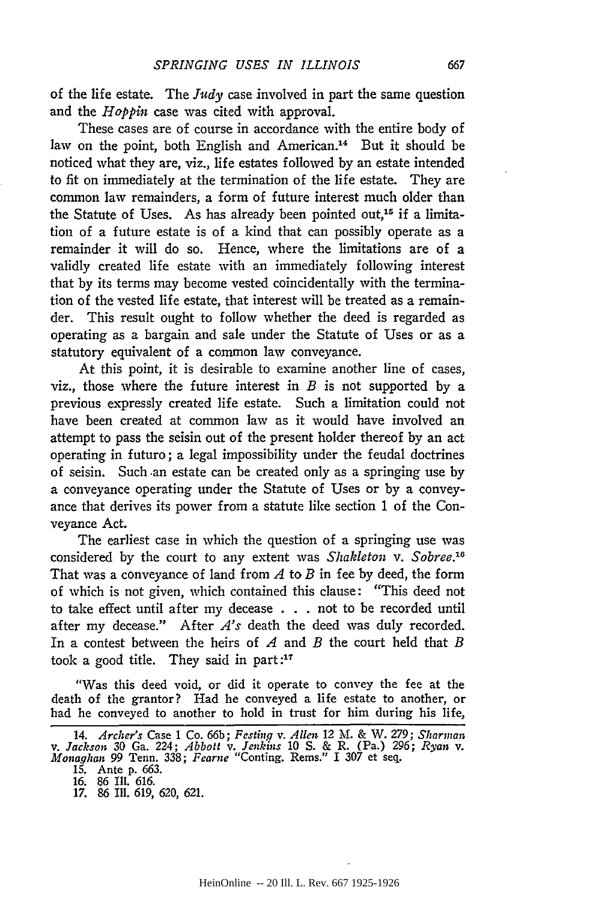of the life estate. The *Judy* case involved in part the same question and the *Hoppin* case was cited with approval.

These cases are of course in accordance with the entire body of law on the point, both English and American.[14] But it should be noticed what they are, viz., life estates followed by an estate intended to fit on immediately at the termination of the life estate. They are common law remainders, a form of future interest much older than the Statute of Uses. As has already been pointed out,[15] if a limitation of a future estate is of a kind that can possibly operate as a remainder it will do so. Hence, where the limitations are of a validly created life estate with an immediately following interest that by its terms may become vested coincidentally with the termination of the vested life estate, that interest will be treated as a remainder. This result ought to follow whether the deed is regarded as operating as a bargain and sale under the Statute of Uses or as a statutory equivalent of a common law conveyance.

At this point, it is desirable to examine another line of cases, viz., those where the future interest in *B* is not supported by a previous expressly created life estate. Such a limitation could not have been created at common law as it would have involved an attempt to pass the seisin out of the present holder thereof by an act operating in futuro; a legal impossibility under the feudal doctrines of seisin. Such an estate can be created only as a springing use by a conveyance operating under the Statute of Uses or by a conveyance that derives its power from a statute like section 1 of the Conveyance Act.

The earliest case in which the question of a springing use was considered by the court to any extent was *Shakleton* v. *Sobree*.[16] That was a conveyance of land from *A* to *B* in fee by deed, the form of which is not given, which contained this clause: "This deed not to take effect until after my decease . . . not to be recorded until after my decease." After *A's* death the deed was duly recorded. In a contest between the heirs of *A* and *B* the court held that *B* took a good title. They said in part:[17]

> "Was this deed void, or did it operate to convey the fee at the death of the grantor? Had he conveyed a life estate to another, or had he conveyed to another to hold in trust for him during his life,

14. *Archer's* Case 1 Co. 66b; *Festing* v. *Allen* 12 M. & W. 279; *Sharman* v. *Jackson* 30 Ga. 224; *Abbott* v. *Jenkins* 10 S. & R. (Pa.) 296; *Ryan* v. *Monaghan* 99 Tenn. 338; *Fearne* "Conting. Rems." I 307 et seq.

15. Ante p. 663.

16. 86 Ill. 616.

17. 86 Ill. 619, 620, 621.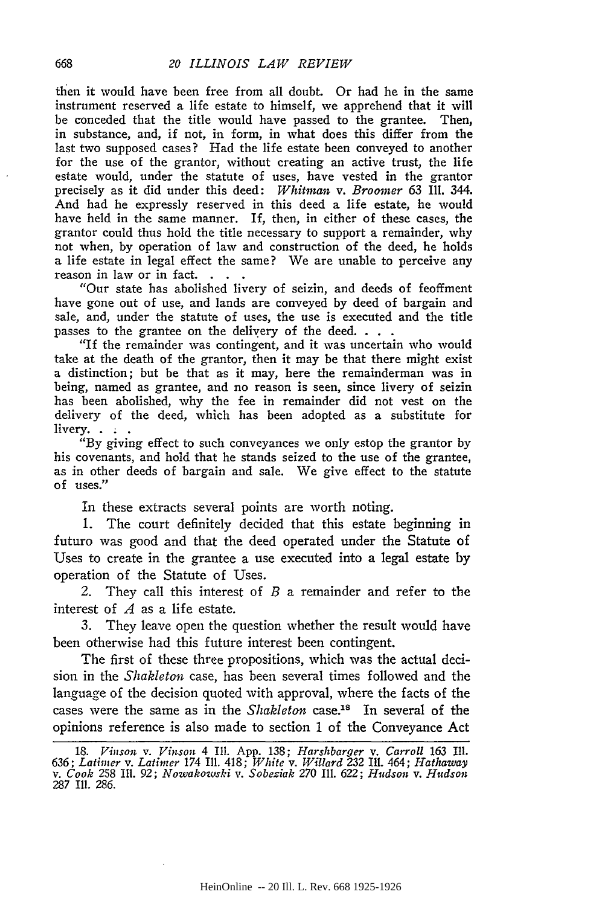then it would have been free from all doubt. Or had he in the same instrument reserved a life estate to himself, we apprehend that it will be conceded that the title would have passed to the grantee. Then, in substance, and, if not, in form, in what does this differ from the last two supposed cases? Had the life estate been conveyed to another for the use of the grantor, without creating an active trust, the life estate would, under the statute of uses, have vested in the grantor precisely as it did under this deed: *Whitman* v. *Broomer* 63 Ill. 344. And had he expressly reserved in this deed a life estate, he would have held in the same manner. If, then, in either of these cases, the grantor could thus hold the title necessary to support a remainder, why not when, by operation of law and construction of the deed, he holds a life estate in legal effect the same? We are unable to perceive any reason in law or in fact. . . .

"Our state has abolished livery of seizin, and deeds of feoffment have gone out of use, and lands are conveyed by deed of bargain and sale, and, under the statute of uses, the use is executed and the title passes to the grantee on the delivery of the deed. . . .

"If the remainder was contingent, and it was uncertain who would take at the death of the grantor, then it may be that there might exist a distinction; but be that as it may, here the remainderman was in being, named as grantee, and no reason is seen, since livery of seizin has been abolished, why the fee in remainder did not vest on the delivery of the deed, which has been adopted as a substitute for livery. . : .

"By giving effect to such conveyances we only estop the grantor by his covenants, and hold that he stands seized to the use of the grantee, as in other deeds of bargain and sale. We give effect to the statute of uses."

In these extracts several points are worth noting.

1. The court definitely decided that this estate beginning in futuro was good and that the deed operated under the Statute of Uses to create in the grantee a use executed into a legal estate by operation of the Statute of Uses.

2. They call this interest of *B* a remainder and refer to the interest of *A* as a life estate.

3. They leave open the question whether the result would have been otherwise had this future interest been contingent.

The first of these three propositions, which was the actual decision in the *Shakleton* case, has been several times followed and the language of the decision quoted with approval, where the facts of the cases were the same as in the *Shakleton* case.[18] In several of the opinions reference is also made to section 1 of the Conveyance Act

---

18. *Vinson* v. *Vinson* 4 Ill. App. 138; *Harshbarger* v. *Carroll* 163 Ill. 636; *Latimer* v. *Latimer* 174 Ill. 418; *White* v. *Willard* 232 Ill. 464; *Hathaway* v. *Cook* 258 Ill. 92; *Nowakowski* v. *Sobeziak* 270 Ill. 622; *Hudson* v. *Hudson* 287 Ill. 286.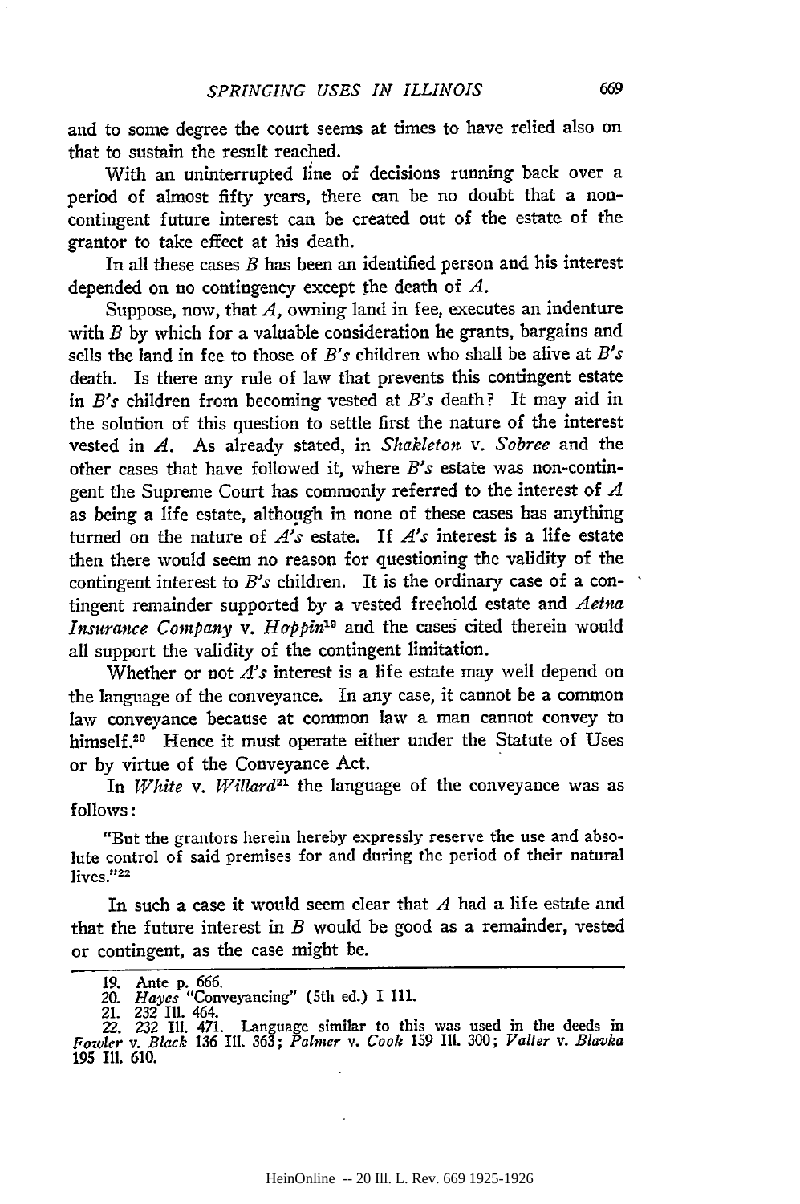and to some degree the court seems at times to have relied also on that to sustain the result reached.

With an uninterrupted line of decisions running back over a period of almost fifty years, there can be no doubt that a non-contingent future interest can be created out of the estate of the grantor to take effect at his death.

In all these cases *B* has been an identified person and his interest depended on no contingency except the death of *A*.

Suppose, now, that *A*, owning land in fee, executes an indenture with *B* by which for a valuable consideration he grants, bargains and sells the land in fee to those of *B's* children who shall be alive at *B's* death. Is there any rule of law that prevents this contingent estate in *B's* children from becoming vested at *B's* death? It may aid in the solution of this question to settle first the nature of the interest vested in *A*. As already stated, in *Shakleton* v. *Sobree* and the other cases that have followed it, where *B's* estate was non-contingent the Supreme Court has commonly referred to the interest of *A* as being a life estate, although in none of these cases has anything turned on the nature of *A's* estate. If *A's* interest is a life estate then there would seem no reason for questioning the validity of the contingent interest to *B's* children. It is the ordinary case of a contingent remainder supported by a vested freehold estate and *Aetna Insurance Company* v. *Hoppin*[19] and the cases cited therein would all support the validity of the contingent limitation.

Whether or not *A's* interest is a life estate may well depend on the language of the conveyance. In any case, it cannot be a common law conveyance because at common law a man cannot convey to himself.[20] Hence it must operate either under the Statute of Uses or by virtue of the Conveyance Act.

In *White* v. *Willard*[21] the language of the conveyance was as follows:

> "But the grantors herein hereby expressly reserve the use and absolute control of said premises for and during the period of their natural lives."[22]

In such a case it would seem clear that *A* had a life estate and that the future interest in *B* would be good as a remainder, vested or contingent, as the case might be.

---

19. Ante p. 666.
20. *Hayes* "Conveyancing" (5th ed.) I 111.
21. 232 Ill. 464.
22. 232 Ill. 471. Language similar to this was used in the deeds in *Fowler* v. *Black* 136 Ill. 363; *Palmer* v. *Cook* 159 Ill. 300; *Valter* v. *Blavka* 195 Ill. 610.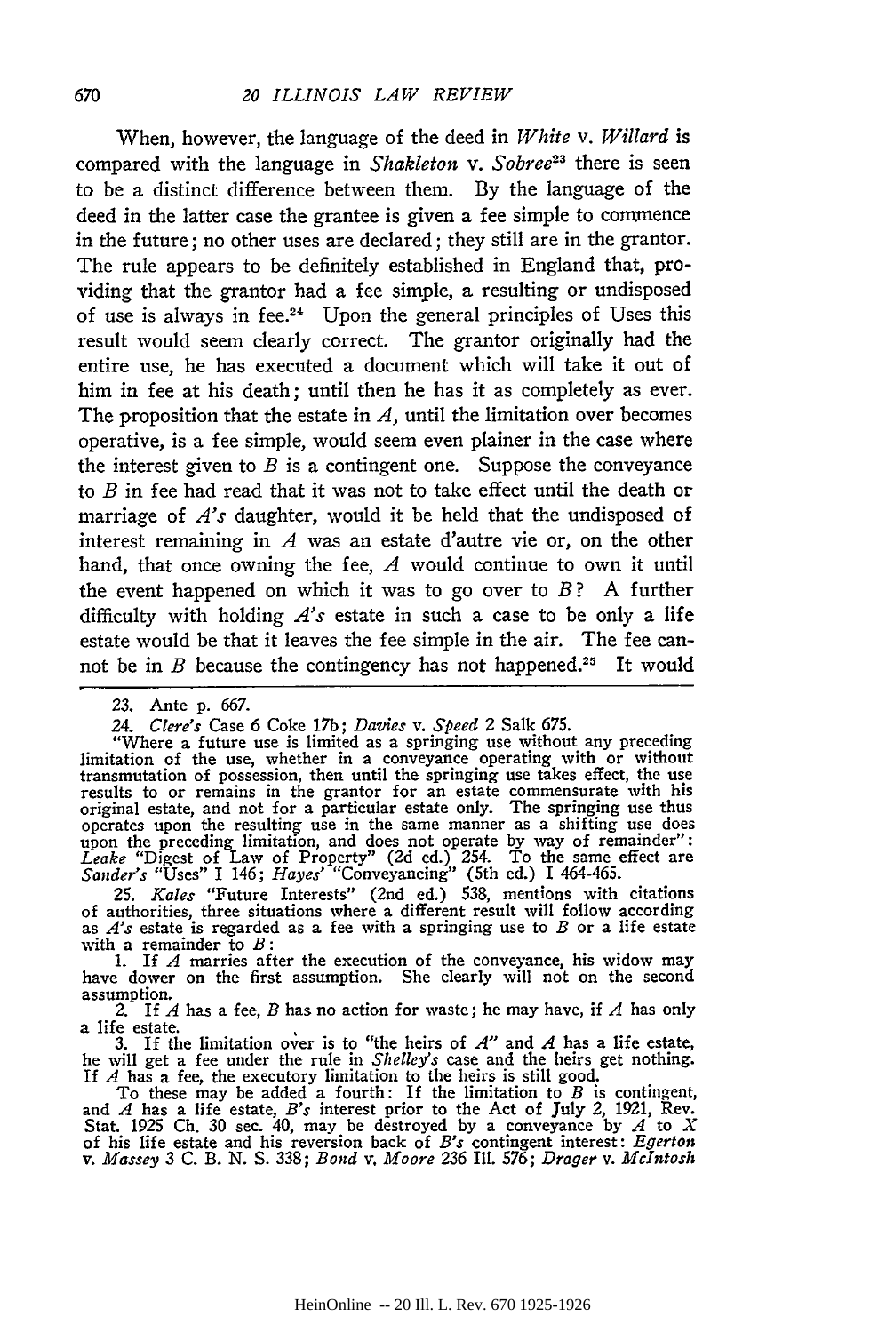When, however, the language of the deed in *White* v. *Willard* is compared with the language in *Shakleton* v. *Sobree*[23] there is seen to be a distinct difference between them. By the language of the deed in the latter case the grantee is given a fee simple to commence in the future; no other uses are declared; they still are in the grantor. The rule appears to be definitely established in England that, providing that the grantor had a fee simple, a resulting or undisposed of use is always in fee.[24] Upon the general principles of Uses this result would seem clearly correct. The grantor originally had the entire use, he has executed a document which will take it out of him in fee at his death; until then he has it as completely as ever. The proposition that the estate in *A*, until the limitation over becomes operative, is a fee simple, would seem even plainer in the case where the interest given to *B* is a contingent one. Suppose the conveyance to *B* in fee had read that it was not to take effect until the death or marriage of *A's* daughter, would it be held that the undisposed of interest remaining in *A* was an estate d'autre vie or, on the other hand, that once owning the fee, *A* would continue to own it until the event happened on which it was to go over to *B*? A further difficulty with holding *A's* estate in such a case to be only a life estate would be that it leaves the fee simple in the air. The fee cannot be in *B* because the contingency has not happened.[25] It would

---

23. Ante p. 667.

24. *Clere's* Case 6 Coke 17b; *Davies* v. *Speed* 2 Salk 675.

"Where a future use is limited as a springing use without any preceding limitation of the use, whether in a conveyance operating with or without transmutation of possession, then until the springing use takes effect, the use results to or remains in the grantor for an estate commensurate with his original estate, and not for a particular estate only. The springing use thus operates upon the resulting use in the same manner as a shifting use does upon the preceding limitation, and does not operate by way of remainder": *Leake* "Digest of Law of Property" (2d ed.) 254. To the same effect are *Sander's* "Uses" I 146; *Hayes'* "Conveyancing" (5th ed.) I 464-465.

25. *Kales* "Future Interests" (2nd ed.) 538, mentions with citations of authorities, three situations where a different result will follow according as *A's* estate is regarded as a fee with a springing use to *B* or a life estate with a remainder to *B*:

1. If *A* marries after the execution of the conveyance, his widow may have dower on the first assumption. She clearly will not on the second assumption.

2. If *A* has a fee, *B* has no action for waste; he may have, if *A* has only a life estate.

3. If the limitation over is to "the heirs of *A*" and *A* has a life estate, he will get a fee under the rule in *Shelley's* case and the heirs get nothing. If *A* has a fee, the executory limitation to the heirs is still good.

To these may be added a fourth: If the limitation to *B* is contingent, and *A* has a life estate, *B's* interest prior to the Act of July 2, 1921, Rev. Stat. 1925 Ch. 30 sec. 40, may be destroyed by a conveyance by *A* to *X* of his life estate and his reversion back of *B's* contingent interest: *Egerton* v. *Massey* 3 C. B. N. S. 338; *Bond* v. *Moore* 236 Ill. 576; *Drager* v. *McIntosh*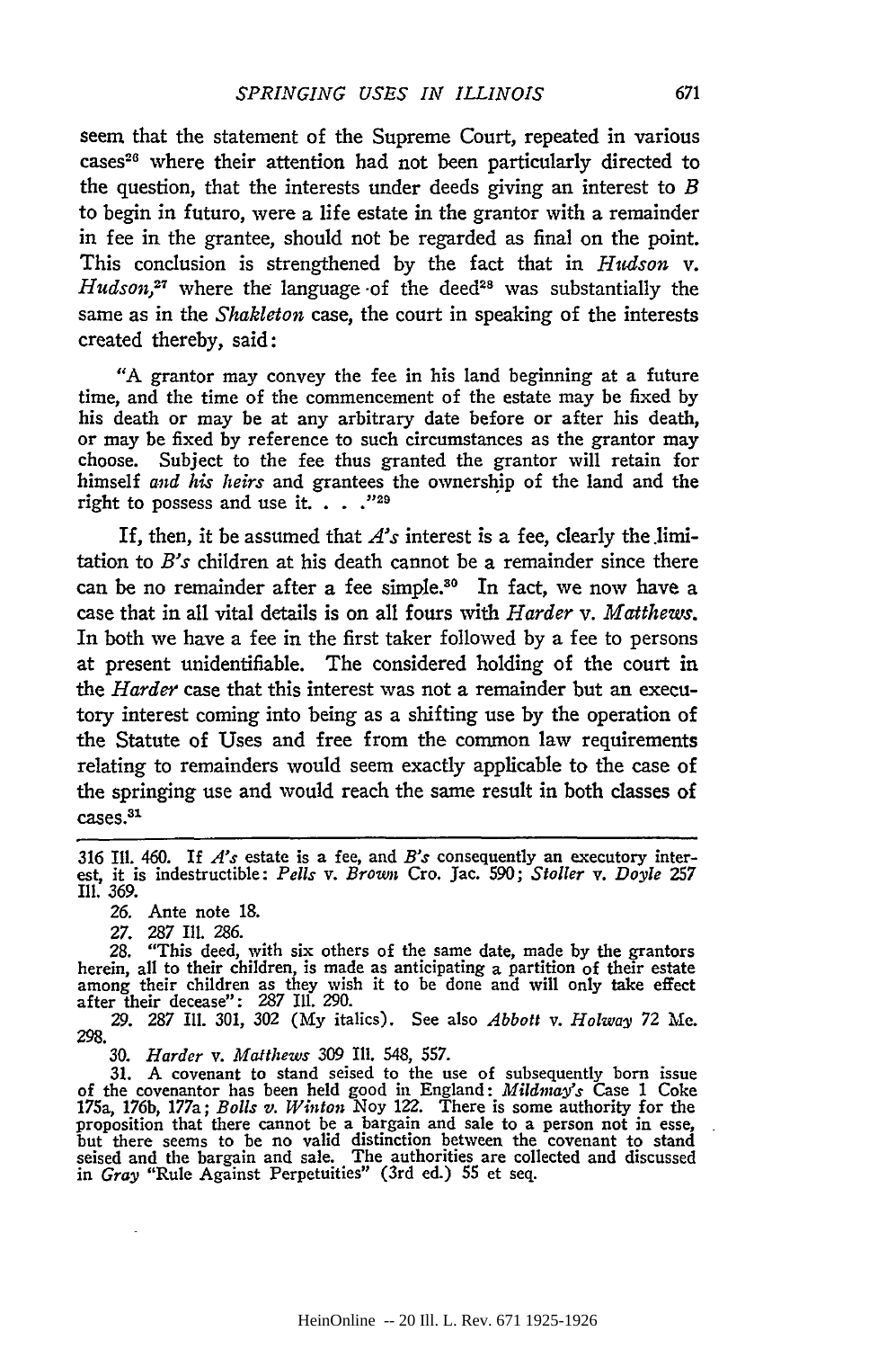seem that the statement of the Supreme Court, repeated in various cases[26] where their attention had not been particularly directed to the question, that the interests under deeds giving an interest to *B* to begin in futuro, were a life estate in the grantor with a remainder in fee in the grantee, should not be regarded as final on the point. This conclusion is strengthened by the fact that in *Hudson* v. *Hudson*,[27] where the language of the deed[28] was substantially the same as in the *Shakleton* case, the court in speaking of the interests created thereby, said:

> "A grantor may convey the fee in his land beginning at a future time, and the time of the commencement of the estate may be fixed by his death or may be at any arbitrary date before or after his death, or may be fixed by reference to such circumstances as the grantor may choose. Subject to the fee thus granted the grantor will retain for himself *and his heirs* and grantees the ownership of the land and the right to possess and use it. . . ."[29]

If, then, it be assumed that *A's* interest is a fee, clearly the limitation to *B's* children at his death cannot be a remainder since there can be no remainder after a fee simple.[30] In fact, we now have a case that in all vital details is on all fours with *Harder* v. *Matthews*. In both we have a fee in the first taker followed by a fee to persons at present unidentifiable. The considered holding of the court in the *Harder* case that this interest was not a remainder but an executory interest coming into being as a shifting use by the operation of the Statute of Uses and free from the common law requirements relating to remainders would seem exactly applicable to the case of the springing use and would reach the same result in both classes of cases.[31]

---

316 Ill. 460. If *A's* estate is a fee, and *B's* consequently an executory interest, it is indestructible: *Pells* v. *Brown* Cro. Jac. 590; *Stoller* v. *Doyle* 257 Ill. 369.

26. Ante note 18.

27. 287 Ill. 286.

28. "This deed, with six others of the same date, made by the grantors herein, all to their children, is made as anticipating a partition of their estate among their children as they wish it to be done and will only take effect after their decease": 287 Ill. 290.

29. 287 Ill. 301, 302 (My italics). See also *Abbott* v. *Holway* 72 Me. 298.

30. *Harder* v. *Matthews* 309 Ill. 548, 557.

31. A covenant to stand seised to the use of subsequently born issue of the covenantor has been held good in England: *Mildmay's* Case 1 Coke 175a, 176b, 177a; *Bolls v. Winton* Noy 122. There is some authority for the proposition that there cannot be a bargain and sale to a person not in esse, but there seems to be no valid distinction between the covenant to stand seised and the bargain and sale. The authorities are collected and discussed in *Gray* "Rule Against Perpetuities" (3rd ed.) 55 et seq.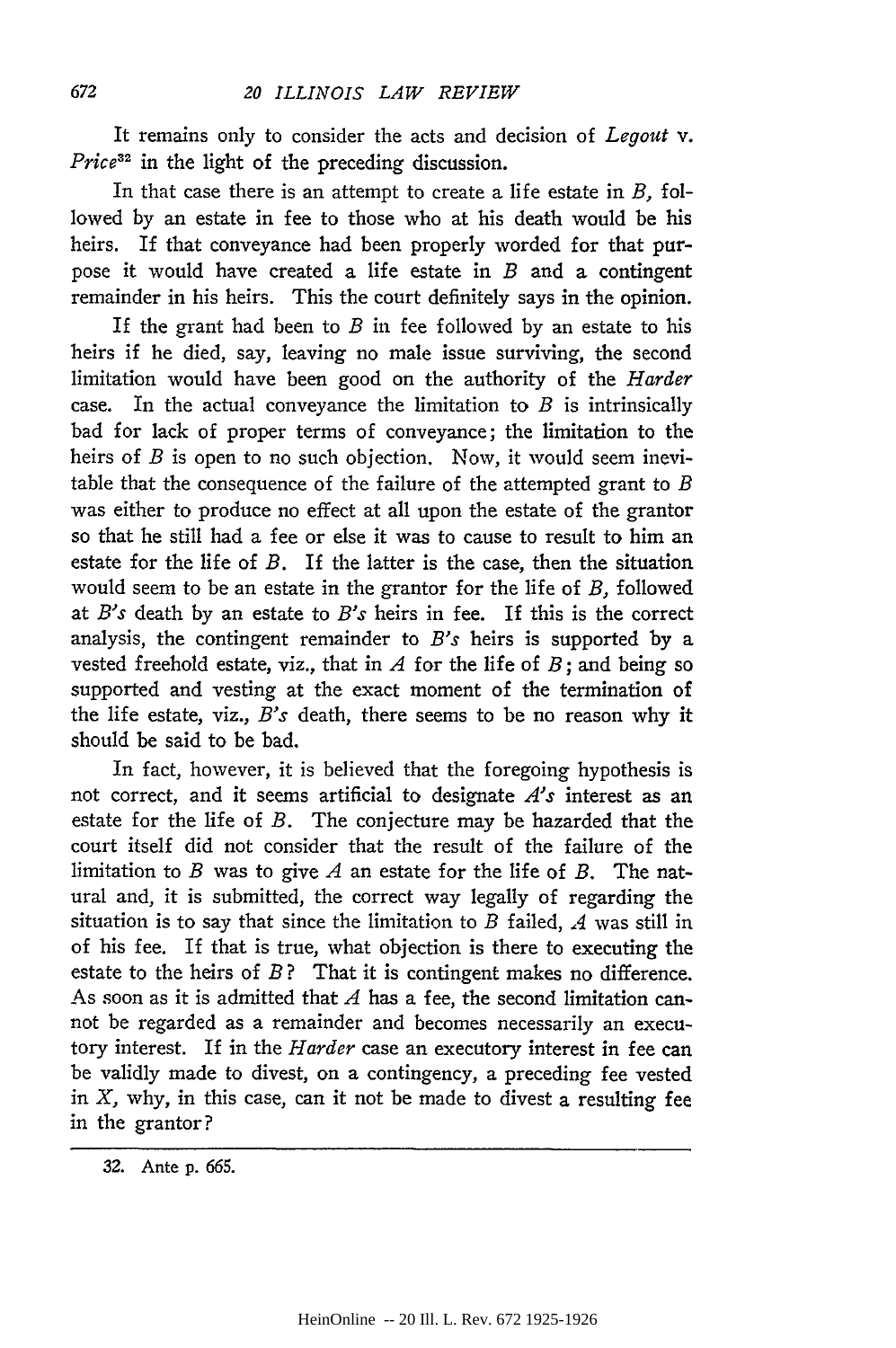It remains only to consider the acts and decision of *Legout* v. *Price*[32] in the light of the preceding discussion.

In that case there is an attempt to create a life estate in *B*, followed by an estate in fee to those who at his death would be his heirs. If that conveyance had been properly worded for that purpose it would have created a life estate in *B* and a contingent remainder in his heirs. This the court definitely says in the opinion.

If the grant had been to *B* in fee followed by an estate to his heirs if he died, say, leaving no male issue surviving, the second limitation would have been good on the authority of the *Harder* case. In the actual conveyance the limitation to *B* is intrinsically bad for lack of proper terms of conveyance; the limitation to the heirs of *B* is open to no such objection. Now, it would seem inevitable that the consequence of the failure of the attempted grant to *B* was either to produce no effect at all upon the estate of the grantor so that he still had a fee or else it was to cause to result to him an estate for the life of *B*. If the latter is the case, then the situation would seem to be an estate in the grantor for the life of *B*, followed at *B's* death by an estate to *B's* heirs in fee. If this is the correct analysis, the contingent remainder to *B's* heirs is supported by a vested freehold estate, viz., that in *A* for the life of *B*; and being so supported and vesting at the exact moment of the termination of the life estate, viz., *B's* death, there seems to be no reason why it should be said to be bad.

In fact, however, it is believed that the foregoing hypothesis is not correct, and it seems artificial to designate *A's* interest as an estate for the life of *B*. The conjecture may be hazarded that the court itself did not consider that the result of the failure of the limitation to *B* was to give *A* an estate for the life of *B*. The natural and, it is submitted, the correct way legally of regarding the situation is to say that since the limitation to *B* failed, *A* was still in of his fee. If that is true, what objection is there to executing the estate to the heirs of *B*? That it is contingent makes no difference. As soon as it is admitted that *A* has a fee, the second limitation cannot be regarded as a remainder and becomes necessarily an executory interest. If in the *Harder* case an executory interest in fee can be validly made to divest, on a contingency, a preceding fee vested in *X*, why, in this case, can it not be made to divest a resulting fee in the grantor?

---

32. Ante p. 665.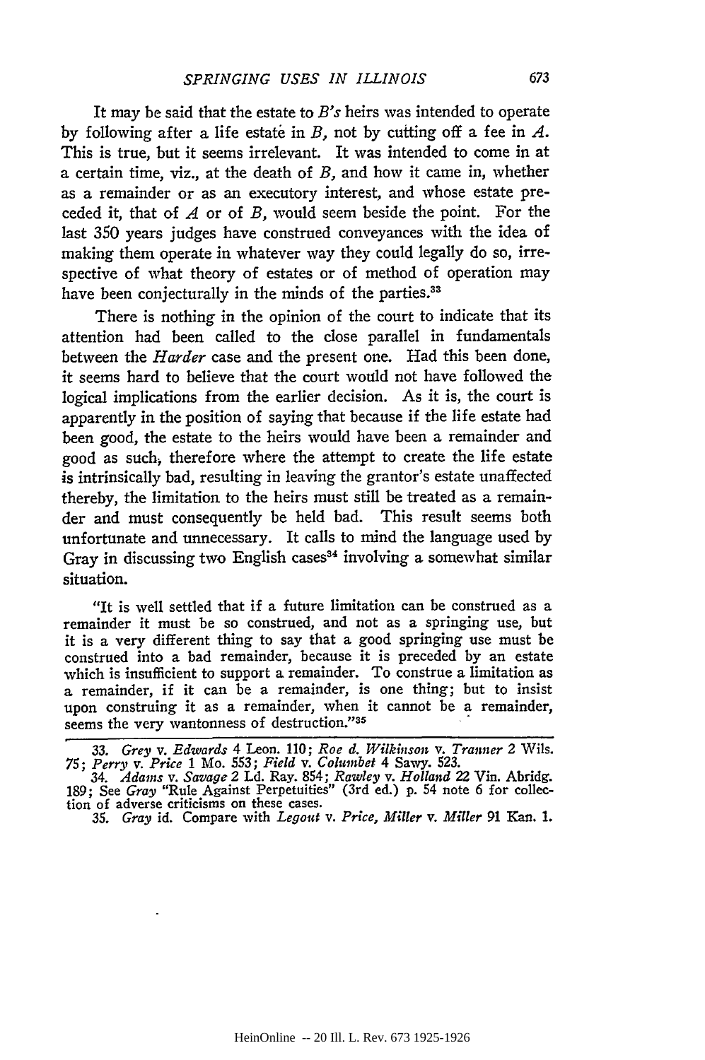It may be said that the estate to *B's* heirs was intended to operate by following after a life estate in *B*, not by cutting off a fee in *A*. This is true, but it seems irrelevant. It was intended to come in at a certain time, viz., at the death of *B*, and how it came in, whether as a remainder or as an executory interest, and whose estate preceded it, that of *A* or of *B*, would seem beside the point. For the last 350 years judges have construed conveyances with the idea of making them operate in whatever way they could legally do so, irrespective of what theory of estates or of method of operation may have been conjecturally in the minds of the parties.[33]

There is nothing in the opinion of the court to indicate that its attention had been called to the close parallel in fundamentals between the *Harder* case and the present one. Had this been done, it seems hard to believe that the court would not have followed the logical implications from the earlier decision. As it is, the court is apparently in the position of saying that because if the life estate had been good, the estate to the heirs would have been a remainder and good as such, therefore where the attempt to create the life estate is intrinsically bad, resulting in leaving the grantor's estate unaffected thereby, the limitation to the heirs must still be treated as a remainder and must consequently be held bad. This result seems both unfortunate and unnecessary. It calls to mind the language used by Gray in discussing two English cases[34] involving a somewhat similar situation.

> "It is well settled that if a future limitation can be construed as a remainder it must be so construed, and not as a springing use, but it is a very different thing to say that a good springing use must be construed into a bad remainder, because it is preceded by an estate which is insufficient to support a remainder. To construe a limitation as a remainder, if it can be a remainder, is one thing; but to insist upon construing it as a remainder, when it cannot be a remainder, seems the very wantonness of destruction."[35]

---

33. *Grey* v. *Edwards* 4 Leon. 110; *Roe d. Wilkinson* v. *Tranner* 2 Wils. 75; *Perry* v. *Price* 1 Mo. 553; *Field* v. *Columbet* 4 Sawy. 523.

34. *Adams* v. *Savage* 2 Ld. Ray. 854; *Rawley* v. *Holland* 22 Vin. Abridg. 189; See *Gray* "Rule Against Perpetuities" (3rd ed.) p. 54 note 6 for collection of adverse criticisms on these cases.

35. *Gray* id. Compare with *Legout* v. *Price, Miller* v. *Miller* 91 Kan. 1.